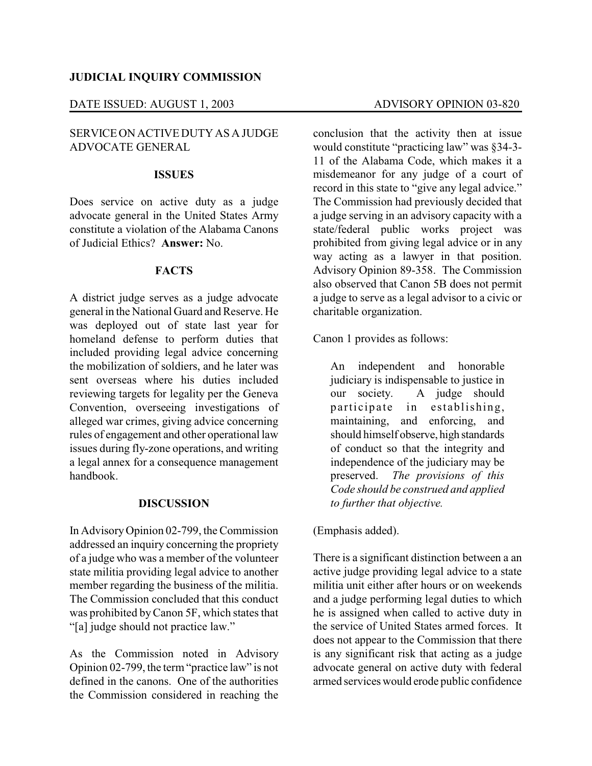**JUDICIAL INQUIRY COMMISSION**

DATE ISSUED: AUGUST 1, 2003 ADVISORY OPINION 03-820

SERVICE ON ACTIVE DUTY AS A JUDGE ADVOCATE GENERAL

## ISSUES

Does service on active duty as a judge advocate general in the United States Army constitute a violation of the Alabama Canons of Judicial Ethics? **Answer:** No.

## FACTS

A district judge serves as a judge advocate general in the National Guard and Reserve. He was deployed out of state last year for homeland defense to perform duties that included providing legal advice concerning the mobilization of soldiers, and he later was sent overseas where his duties included reviewing targets for legality per the Geneva Convention, overseeing investigations of alleged war crimes, giving advice concerning rules of engagement and other operational law issues during fly-zone operations, and writing a legal annex for a consequence management handbook.

## DISCUSSION

In Advisory Opinion 02-799, the Commission addressed an inquiry concerning the propriety of a judge who was a member of the volunteer state militia providing legal advice to another member regarding the business of the militia. The Commission concluded that this conduct was prohibited by Canon 5F, which states that "[a] judge should not practice law."

As the Commission noted in Advisory Opinion 02-799, the term "practice law" is not defined in the canons. One of the authorities the Commission considered in reaching the conclusion that the activity then at issue would constitute "practicing law" was §34-3-11 of the Alabama Code, which makes it a misdemeanor for any judge of a court of record in this state to "give any legal advice." The Commission had previously decided that a judge serving in an advisory capacity with a state/federal public works project was prohibited from giving legal advice or in any way acting as a lawyer in that position. Advisory Opinion 89-358. The Commission also observed that Canon 5B does not permit a judge to serve as a legal advisor to a civic or charitable organization.

Canon 1 provides as follows:

> An independent and honorable judiciary is indispensable to justice in our society. A judge should participate in establishing, maintaining, and enforcing, and should himself observe, high standards of conduct so that the integrity and independence of the judiciary may be preserved. *The provisions of this Code should be construed and applied to further that objective.*

(Emphasis added).

There is a significant distinction between a an active judge providing legal advice to a state militia unit either after hours or on weekends and a judge performing legal duties to which he is assigned when called to active duty in the service of United States armed forces. It does not appear to the Commission that there is any significant risk that acting as a judge advocate general on active duty with federal armed services would erode public confidence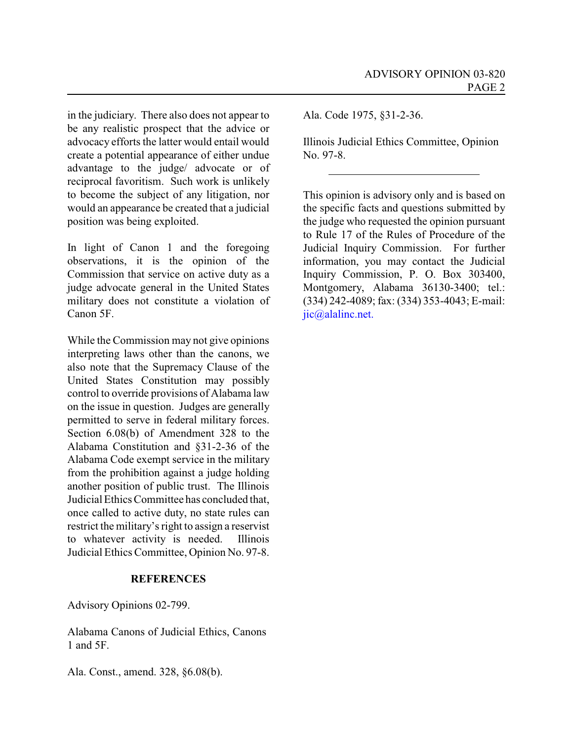in the judiciary. There also does not appear to be any realistic prospect that the advice or advocacy efforts the latter would entail would create a potential appearance of either undue advantage to the judge/ advocate or of reciprocal favoritism. Such work is unlikely to become the subject of any litigation, nor would an appearance be created that a judicial position was being exploited.

In light of Canon 1 and the foregoing observations, it is the opinion of the Commission that service on active duty as a judge advocate general in the United States military does not constitute a violation of Canon 5F.

While the Commission may not give opinions interpreting laws other than the canons, we also note that the Supremacy Clause of the United States Constitution may possibly control to override provisions of Alabama law on the issue in question. Judges are generally permitted to serve in federal military forces. Section 6.08(b) of Amendment 328 to the Alabama Constitution and §31-2-36 of the Alabama Code exempt service in the military from the prohibition against a judge holding another position of public trust. The Illinois Judicial Ethics Committee has concluded that, once called to active duty, no state rules can restrict the military's right to assign a reservist to whatever activity is needed. Illinois Judicial Ethics Committee, Opinion No. 97-8.

**REFERENCES**

Advisory Opinions 02-799.

Alabama Canons of Judicial Ethics, Canons 1 and 5F.

Ala. Const., amend. 328, §6.08(b).

Ala. Code 1975, §31-2-36.

Illinois Judicial Ethics Committee, Opinion No. 97-8.

---

This opinion is advisory only and is based on the specific facts and questions submitted by the judge who requested the opinion pursuant to Rule 17 of the Rules of Procedure of the Judicial Inquiry Commission. For further information, you may contact the Judicial Inquiry Commission, P. O. Box 303400, Montgomery, Alabama 36130-3400; tel.: (334) 242-4089; fax: (334) 353-4043; E-mail: jic@alalinc.net.